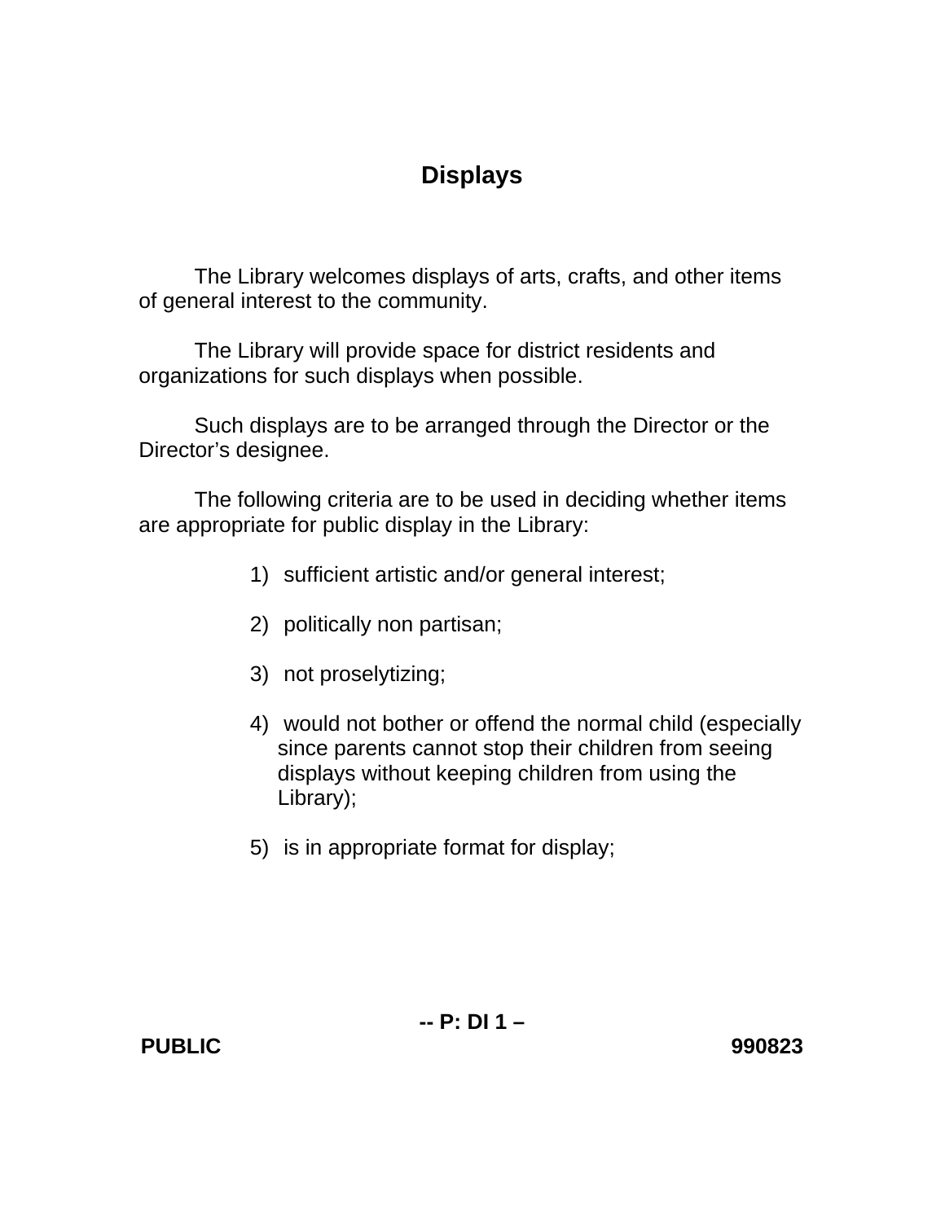# Displays

The Library welcomes displays of arts, crafts, and other items of general interest to the community.

The Library will provide space for district residents and organizations for such displays when possible.

Such displays are to be arranged through the Director or the Director's designee.

The following criteria are to be used in deciding whether items are appropriate for public display in the Library:

1) sufficient artistic and/or general interest;

2) politically non partisan;

3) not proselytizing;

4) would not bother or offend the normal child (especially since parents cannot stop their children from seeing displays without keeping children from using the Library);

5) is in appropriate format for display;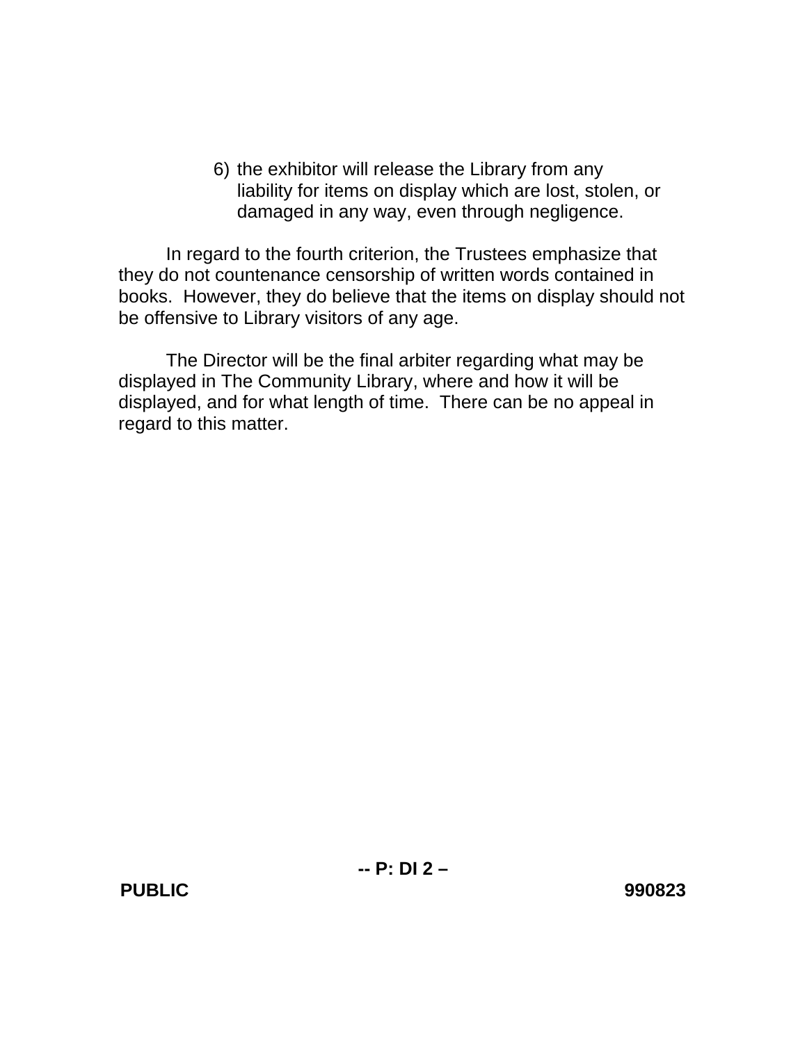6) the exhibitor will release the Library from any liability for items on display which are lost, stolen, or damaged in any way, even through negligence.

In regard to the fourth criterion, the Trustees emphasize that they do not countenance censorship of written words contained in books. However, they do believe that the items on display should not be offensive to Library visitors of any age.

The Director will be the final arbiter regarding what may be displayed in The Community Library, where and how it will be displayed, and for what length of time. There can be no appeal in regard to this matter.